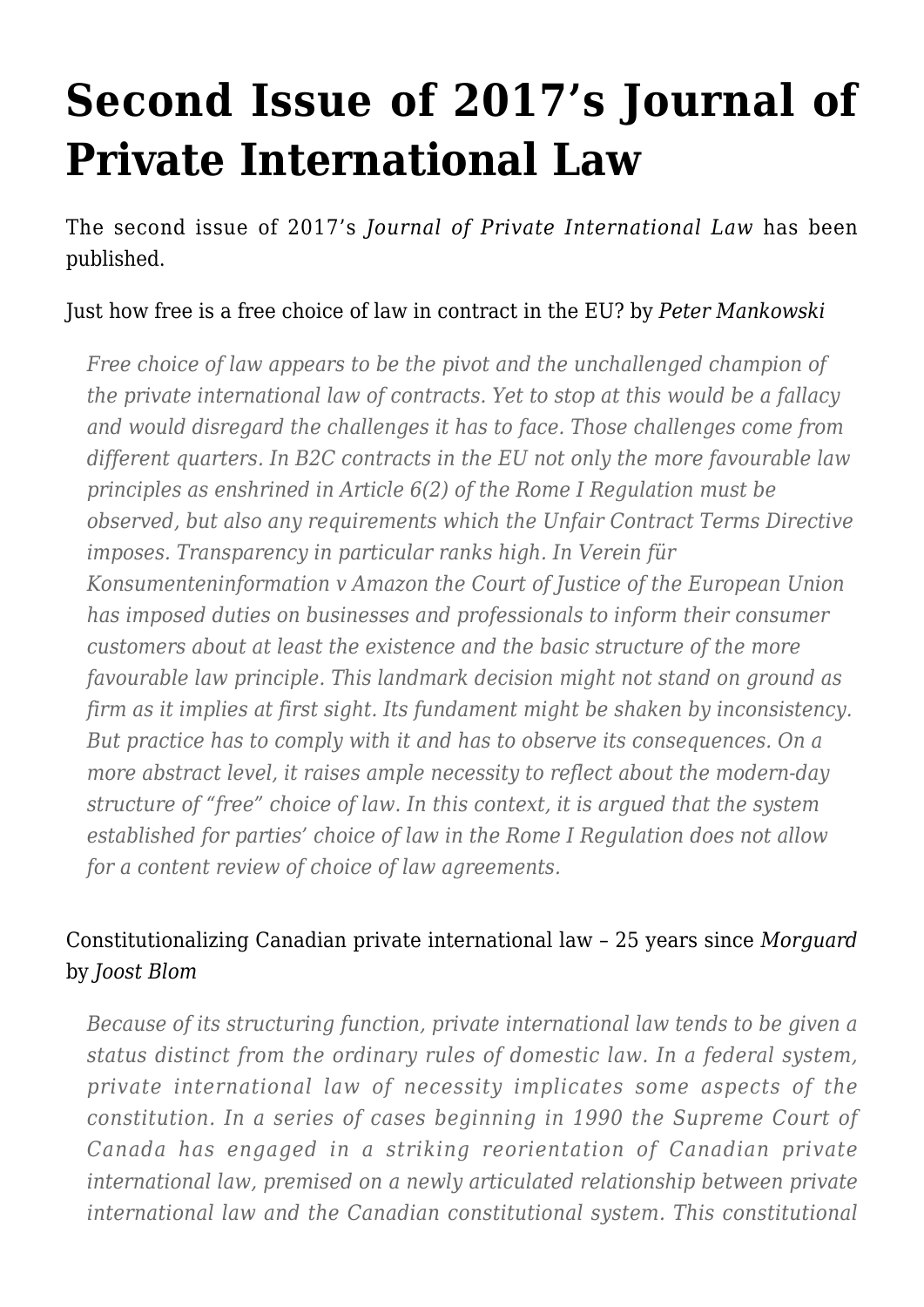# Second Issue of 2017's Journal of Private International Law

The second issue of 2017's *Journal of Private International Law* has been published.

Just how free is a free choice of law in contract in the EU? by *Peter Mankowski*

> *Free choice of law appears to be the pivot and the unchallenged champion of the private international law of contracts. Yet to stop at this would be a fallacy and would disregard the challenges it has to face. Those challenges come from different quarters. In B2C contracts in the EU not only the more favourable law principles as enshrined in Article 6(2) of the Rome I Regulation must be observed, but also any requirements which the Unfair Contract Terms Directive imposes. Transparency in particular ranks high. In Verein für Konsumenteninformation v Amazon the Court of Justice of the European Union has imposed duties on businesses and professionals to inform their consumer customers about at least the existence and the basic structure of the more favourable law principle. This landmark decision might not stand on ground as firm as it implies at first sight. Its fundament might be shaken by inconsistency. But practice has to comply with it and has to observe its consequences. On a more abstract level, it raises ample necessity to reflect about the modern-day structure of "free" choice of law. In this context, it is argued that the system established for parties' choice of law in the Rome I Regulation does not allow for a content review of choice of law agreements.*

Constitutionalizing Canadian private international law – 25 years since *Morguard* by *Joost Blom*

> *Because of its structuring function, private international law tends to be given a status distinct from the ordinary rules of domestic law. In a federal system, private international law of necessity implicates some aspects of the constitution. In a series of cases beginning in 1990 the Supreme Court of Canada has engaged in a striking reorientation of Canadian private international law, premised on a newly articulated relationship between private international law and the Canadian constitutional system. This constitutional*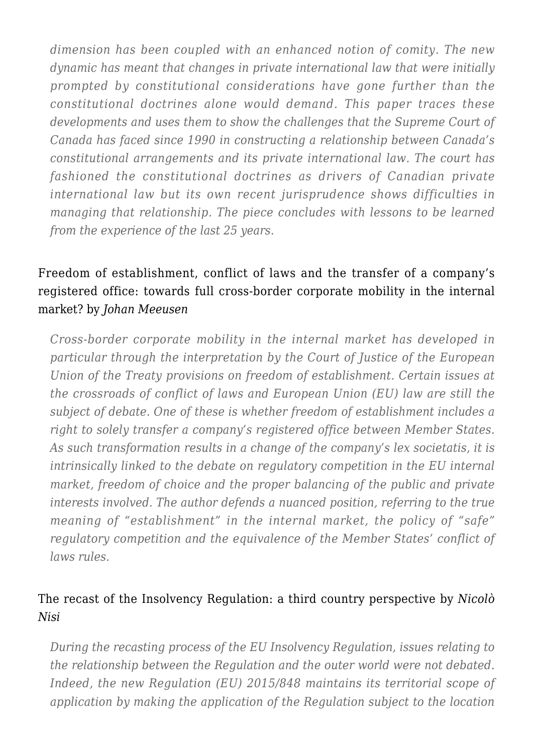*dimension has been coupled with an enhanced notion of comity. The new dynamic has meant that changes in private international law that were initially prompted by constitutional considerations have gone further than the constitutional doctrines alone would demand. This paper traces these developments and uses them to show the challenges that the Supreme Court of Canada has faced since 1990 in constructing a relationship between Canada's constitutional arrangements and its private international law. The court has fashioned the constitutional doctrines as drivers of Canadian private international law but its own recent jurisprudence shows difficulties in managing that relationship. The piece concludes with lessons to be learned from the experience of the last 25 years.*

Freedom of establishment, conflict of laws and the transfer of a company's registered office: towards full cross-border corporate mobility in the internal market? by *Johan Meeusen*

> *Cross-border corporate mobility in the internal market has developed in particular through the interpretation by the Court of Justice of the European Union of the Treaty provisions on freedom of establishment. Certain issues at the crossroads of conflict of laws and European Union (EU) law are still the subject of debate. One of these is whether freedom of establishment includes a right to solely transfer a company's registered office between Member States. As such transformation results in a change of the company's lex societatis, it is intrinsically linked to the debate on regulatory competition in the EU internal market, freedom of choice and the proper balancing of the public and private interests involved. The author defends a nuanced position, referring to the true meaning of "establishment" in the internal market, the policy of "safe" regulatory competition and the equivalence of the Member States' conflict of laws rules.*

The recast of the Insolvency Regulation: a third country perspective by *Nicolò Nisi*

> *During the recasting process of the EU Insolvency Regulation, issues relating to the relationship between the Regulation and the outer world were not debated. Indeed, the new Regulation (EU) 2015/848 maintains its territorial scope of application by making the application of the Regulation subject to the location*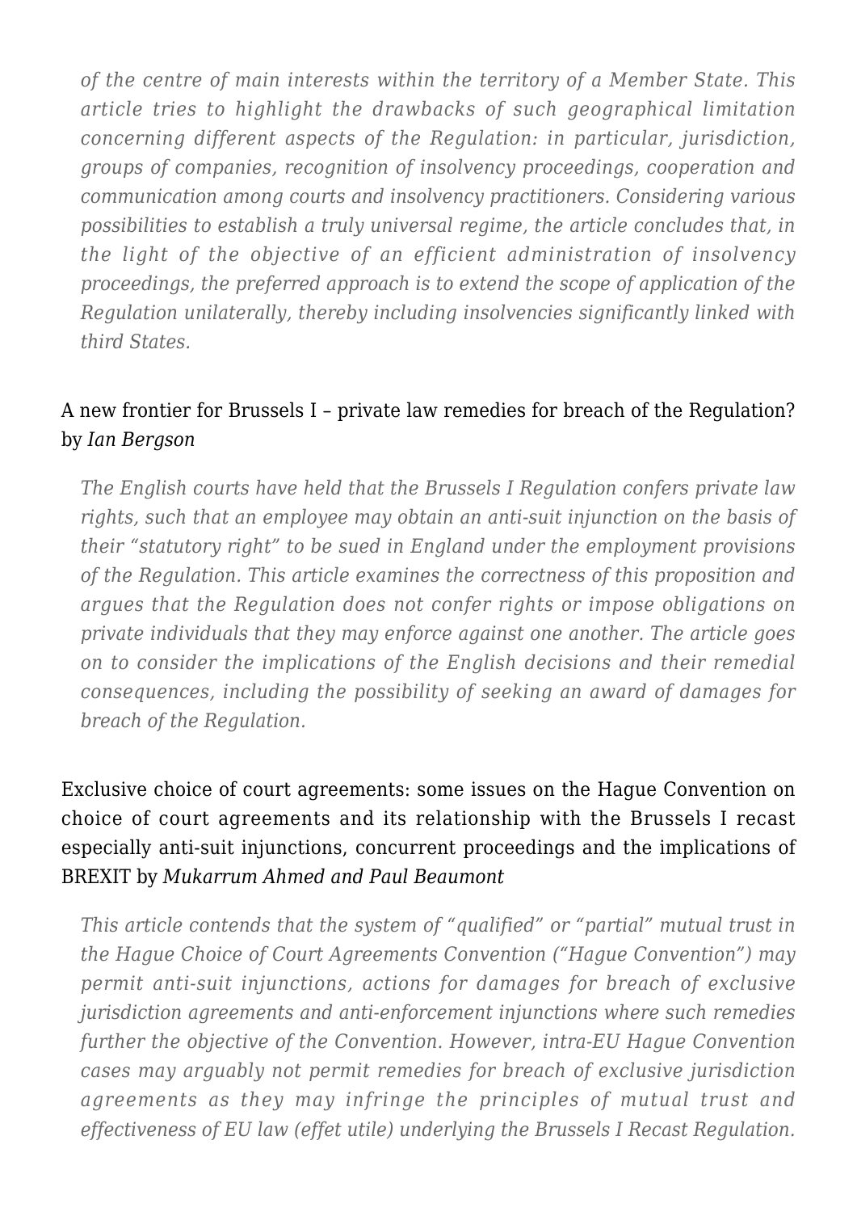*of the centre of main interests within the territory of a Member State. This article tries to highlight the drawbacks of such geographical limitation concerning different aspects of the Regulation: in particular, jurisdiction, groups of companies, recognition of insolvency proceedings, cooperation and communication among courts and insolvency practitioners. Considering various possibilities to establish a truly universal regime, the article concludes that, in the light of the objective of an efficient administration of insolvency proceedings, the preferred approach is to extend the scope of application of the Regulation unilaterally, thereby including insolvencies significantly linked with third States.*

A new frontier for Brussels I – private law remedies for breach of the Regulation? by *Ian Bergson*

> *The English courts have held that the Brussels I Regulation confers private law rights, such that an employee may obtain an anti-suit injunction on the basis of their "statutory right" to be sued in England under the employment provisions of the Regulation. This article examines the correctness of this proposition and argues that the Regulation does not confer rights or impose obligations on private individuals that they may enforce against one another. The article goes on to consider the implications of the English decisions and their remedial consequences, including the possibility of seeking an award of damages for breach of the Regulation.*

Exclusive choice of court agreements: some issues on the Hague Convention on choice of court agreements and its relationship with the Brussels I recast especially anti-suit injunctions, concurrent proceedings and the implications of BREXIT by *Mukarrum Ahmed and Paul Beaumont*

> *This article contends that the system of "qualified" or "partial" mutual trust in the Hague Choice of Court Agreements Convention ("Hague Convention") may permit anti-suit injunctions, actions for damages for breach of exclusive jurisdiction agreements and anti-enforcement injunctions where such remedies further the objective of the Convention. However, intra-EU Hague Convention cases may arguably not permit remedies for breach of exclusive jurisdiction agreements as they may infringe the principles of mutual trust and effectiveness of EU law (effet utile) underlying the Brussels I Recast Regulation.*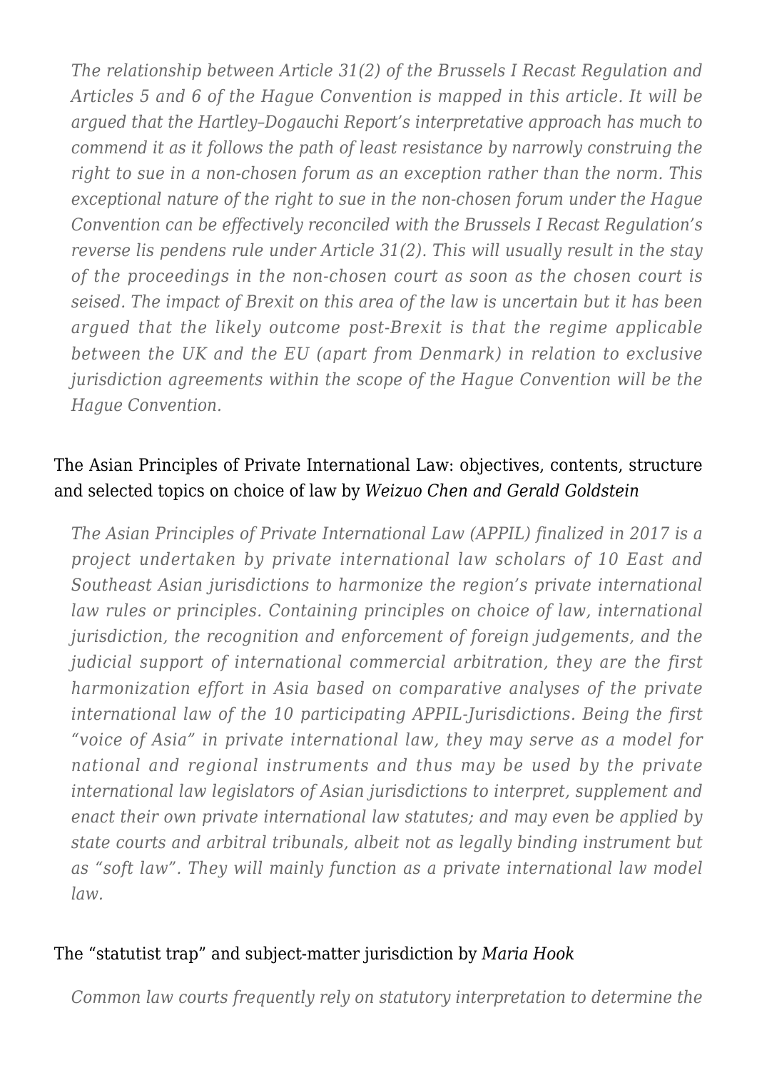*The relationship between Article 31(2) of the Brussels I Recast Regulation and Articles 5 and 6 of the Hague Convention is mapped in this article. It will be argued that the Hartley–Dogauchi Report's interpretative approach has much to commend it as it follows the path of least resistance by narrowly construing the right to sue in a non-chosen forum as an exception rather than the norm. This exceptional nature of the right to sue in the non-chosen forum under the Hague Convention can be effectively reconciled with the Brussels I Recast Regulation's reverse lis pendens rule under Article 31(2). This will usually result in the stay of the proceedings in the non-chosen court as soon as the chosen court is seised. The impact of Brexit on this area of the law is uncertain but it has been argued that the likely outcome post-Brexit is that the regime applicable between the UK and the EU (apart from Denmark) in relation to exclusive jurisdiction agreements within the scope of the Hague Convention will be the Hague Convention.*

The Asian Principles of Private International Law: objectives, contents, structure and selected topics on choice of law by *Weizuo Chen and Gerald Goldstein*

*The Asian Principles of Private International Law (APPIL) finalized in 2017 is a project undertaken by private international law scholars of 10 East and Southeast Asian jurisdictions to harmonize the region's private international law rules or principles. Containing principles on choice of law, international jurisdiction, the recognition and enforcement of foreign judgements, and the judicial support of international commercial arbitration, they are the first harmonization effort in Asia based on comparative analyses of the private international law of the 10 participating APPIL-Jurisdictions. Being the first "voice of Asia" in private international law, they may serve as a model for national and regional instruments and thus may be used by the private international law legislators of Asian jurisdictions to interpret, supplement and enact their own private international law statutes; and may even be applied by state courts and arbitral tribunals, albeit not as legally binding instrument but as "soft law". They will mainly function as a private international law model law.*

The "statutist trap" and subject-matter jurisdiction by *Maria Hook*

*Common law courts frequently rely on statutory interpretation to determine the*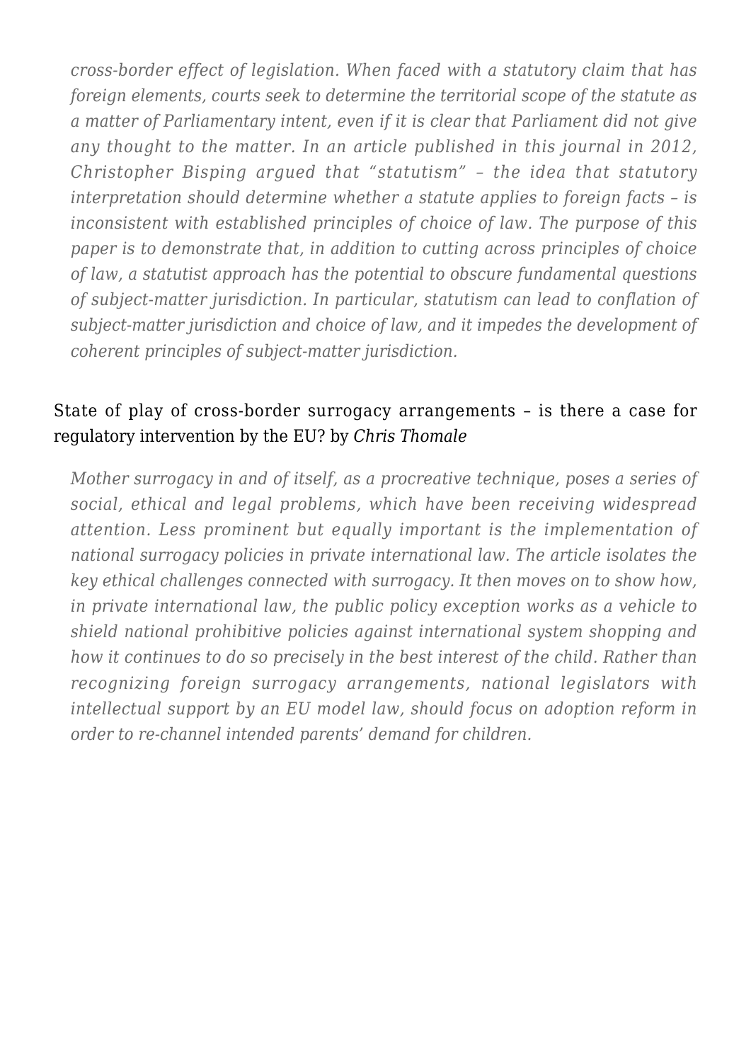*cross-border effect of legislation. When faced with a statutory claim that has foreign elements, courts seek to determine the territorial scope of the statute as a matter of Parliamentary intent, even if it is clear that Parliament did not give any thought to the matter. In an article published in this journal in 2012, Christopher Bisping argued that "statutism" – the idea that statutory interpretation should determine whether a statute applies to foreign facts – is inconsistent with established principles of choice of law. The purpose of this paper is to demonstrate that, in addition to cutting across principles of choice of law, a statutist approach has the potential to obscure fundamental questions of subject-matter jurisdiction. In particular, statutism can lead to conflation of subject-matter jurisdiction and choice of law, and it impedes the development of coherent principles of subject-matter jurisdiction.*

State of play of cross-border surrogacy arrangements – is there a case for regulatory intervention by the EU? by *Chris Thomale*

*Mother surrogacy in and of itself, as a procreative technique, poses a series of social, ethical and legal problems, which have been receiving widespread attention. Less prominent but equally important is the implementation of national surrogacy policies in private international law. The article isolates the key ethical challenges connected with surrogacy. It then moves on to show how, in private international law, the public policy exception works as a vehicle to shield national prohibitive policies against international system shopping and how it continues to do so precisely in the best interest of the child. Rather than recognizing foreign surrogacy arrangements, national legislators with intellectual support by an EU model law, should focus on adoption reform in order to re-channel intended parents' demand for children.*